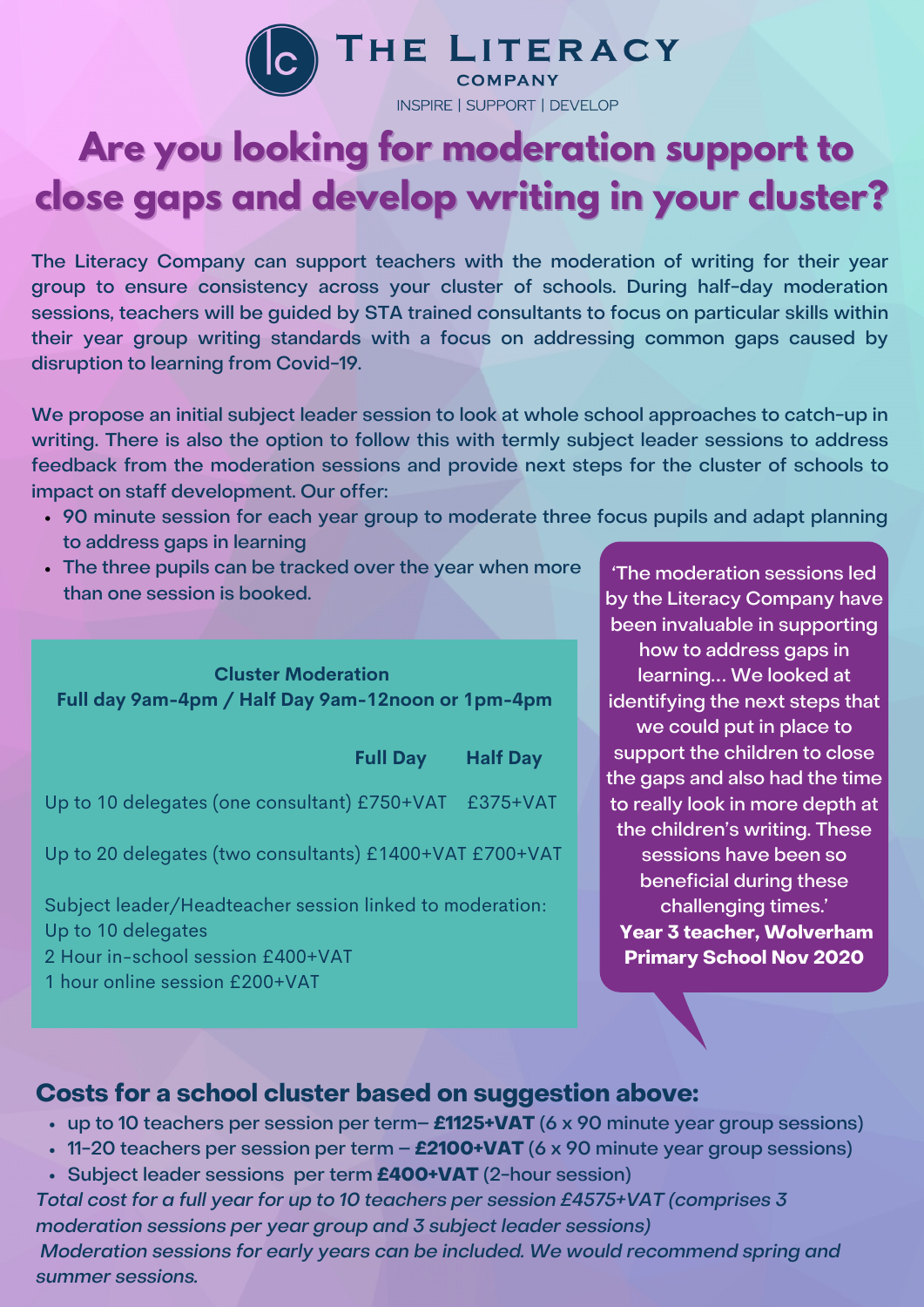# THE LITERACY COMPANY

INSPIRE | SUPPORT | DEVELOP

# Are you looking for moderation support to close gaps and develop writing in your cluster?

The Literacy Company can support teachers with the moderation of writing for their year group to ensure consistency across your cluster of schools. During half-day moderation sessions, teachers will be guided by STA trained consultants to focus on particular skills within their year group writing standards with a focus on addressing common gaps caused by disruption to learning from Covid-19.

We propose an initial subject leader session to look at whole school approaches to catch-up in writing. There is also the option to follow this with termly subject leader sessions to address feedback from the moderation sessions and provide next steps for the cluster of schools to impact on staff development. Our offer:

- 90 minute session for each year group to moderate three focus pupils and adapt planning to address gaps in learning
- The three pupils can be tracked over the year when more than one session is booked.

**Cluster Moderation**
**Full day 9am-4pm / Half Day 9am-12noon or 1pm-4pm**

| | **Full Day** | **Half Day** |
|---|---|---|
| Up to 10 delegates (one consultant) | £750+VAT | £375+VAT |
| Up to 20 delegates (two consultants) | £1400+VAT | £700+VAT |

Subject leader/Headteacher session linked to moderation:
Up to 10 delegates
2 Hour in-school session £400+VAT
1 hour online session £200+VAT

'The moderation sessions led by the Literacy Company have been invaluable in supporting how to address gaps in learning... We looked at identifying the next steps that we could put in place to support the children to close the gaps and also had the time to really look in more depth at the children's writing. These sessions have been so beneficial during these challenging times.'
**Year 3 teacher, Wolverham Primary School Nov 2020**

## Costs for a school cluster based on suggestion above:

- up to 10 teachers per session per term– **£1125+VAT** (6 x 90 minute year group sessions)
- 11-20 teachers per session per term – **£2100+VAT** (6 x 90 minute year group sessions)
- Subject leader sessions per term **£400+VAT** (2-hour session)

*Total cost for a full year for up to 10 teachers per session £4575+VAT (comprises 3 moderation sessions per year group and 3 subject leader sessions)*

*Moderation sessions for early years can be included. We would recommend spring and summer sessions.*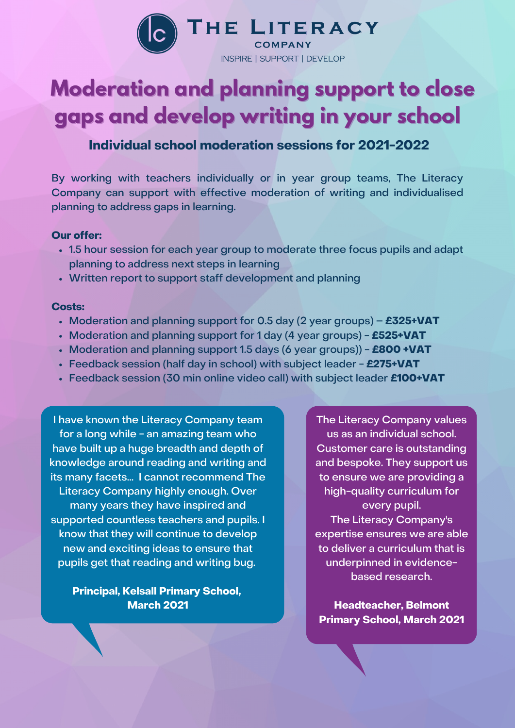# THE LITERACY COMPANY

INSPIRE | SUPPORT | DEVELOP

# Moderation and planning support to close gaps and develop writing in your school

## Individual school moderation sessions for 2021-2022

By working with teachers individually or in year group teams, The Literacy Company can support with effective moderation of writing and individualised planning to address gaps in learning.

**Our offer:**

- 1.5 hour session for each year group to moderate three focus pupils and adapt planning to address next steps in learning
- Written report to support staff development and planning

**Costs:**

- Moderation and planning support for 0.5 day (2 year groups) – **£325+VAT**
- Moderation and planning support for 1 day (4 year groups) - **£525+VAT**
- Moderation and planning support 1.5 days (6 year groups)) - **£800 +VAT**
- Feedback session (half day in school) with subject leader - **£275+VAT**
- Feedback session (30 min online video call) with subject leader **£100+VAT**

I have known the Literacy Company team for a long while - an amazing team who have built up a huge breadth and depth of knowledge around reading and writing and its many facets... I cannot recommend The Literacy Company highly enough. Over many years they have inspired and supported countless teachers and pupils. I know that they will continue to develop new and exciting ideas to ensure that pupils get that reading and writing bug.

**Principal, Kelsall Primary School, March 2021**

The Literacy Company values us as an individual school. Customer care is outstanding and bespoke. They support us to ensure we are providing a high-quality curriculum for every pupil.
The Literacy Company's expertise ensures we are able to deliver a curriculum that is underpinned in evidence-based research.

**Headteacher, Belmont Primary School, March 2021**